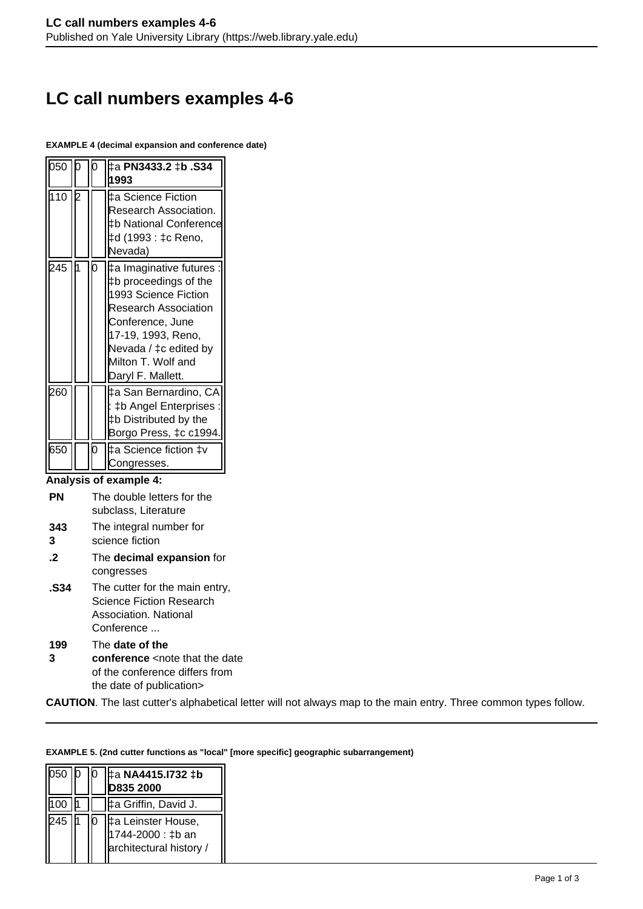# LC call numbers examples 4-6

**EXAMPLE 4 (decimal expansion and conference date)**

| | | | |
|---|---|---|---|
| 050 | 0 | 0 | ‡a **PN3433.2** ‡**b .S34 1993** |
| 110 | 2 | | ‡a Science Fiction Research Association. ‡b National Conference ‡d (1993 : ‡c Reno, Nevada) |
| 245 | 1 | 0 | ‡a Imaginative futures : ‡b proceedings of the 1993 Science Fiction Research Association Conference, June 17-19, 1993, Reno, Nevada / ‡c edited by Milton T. Wolf and Daryl F. Mallett. |
| 260 | | | ‡a San Bernardino, CA : ‡b Angel Enterprises : ‡b Distributed by the Borgo Press, ‡c c1994. |
| 650 | | 0 | ‡a Science fiction ‡v Congresses. |

**Analysis of example 4:**

| | |
|---|---|
| **PN** | The double letters for the subclass, Literature |
| **3433** | The integral number for science fiction |
| **.2** | The **decimal expansion** for congresses |
| **.S34** | The cutter for the main entry, Science Fiction Research Association. National Conference ... |
| **1993** | The **date of the conference** <note that the date of the conference differs from the date of publication> |

**CAUTION**. The last cutter's alphabetical letter will not always map to the main entry. Three common types follow.

---

**EXAMPLE 5. (2nd cutter functions as "local" [more specific] geographic subarrangement)**

| | | | |
|---|---|---|---|
| 050 | 0 | 0 | ‡a **NA4415.I732** ‡**b D835 2000** |
| 100 | 1 | | ‡a Griffin, David J. |
| 245 | 1 | 0 | ‡a Leinster House, 1744-2000 : ‡b an architectural history / |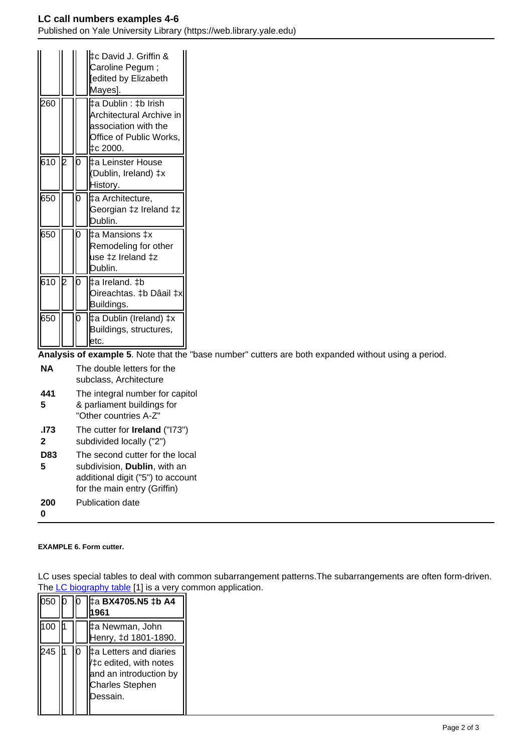|  |  |  |  |
|---|---|---|---|
|  |  |  | ‡c David J. Griffin & Caroline Pegum ; [edited by Elizabeth Mayes]. |
| 260 |  |  | ‡a Dublin : ‡b Irish Architectural Archive in association with the Office of Public Works, ‡c 2000. |
| 610 | 2 | 0 | ‡a Leinster House (Dublin, Ireland) ‡x History. |
| 650 |  | 0 | ‡a Architecture, Georgian ‡z Ireland ‡z Dublin. |
| 650 |  | 0 | ‡a Mansions ‡x Remodeling for other use ‡z Ireland ‡z Dublin. |
| 610 | 2 | 0 | ‡a Ireland. ‡b Oireachtas. ‡b Dâail ‡x Buildings. |
| 650 |  | 0 | ‡a Dublin (Ireland) ‡x Buildings, structures, etc. |

**Analysis of example 5**. Note that the "base number" cutters are both expanded without using a period.

|  |  |
|---|---|
| **NA** | The double letters for the subclass, Architecture |
| **4415** | The integral number for capitol & parliament buildings for "Other countries A-Z" |
| **.I732** | The cutter for **Ireland** ("I73") subdivided locally ("2") |
| **D835** | The second cutter for the local subdivision, **Dublin**, with an additional digit ("5") to account for the main entry (Griffin) |
| **2000** | Publication date |

**EXAMPLE 6. Form cutter.**

LC uses special tables to deal with common subarrangement patterns.The subarrangements are often form-driven. The LC biography table [1] is a very common application.

|  |  |  |  |
|---|---|---|---|
| 050 | 0 | 0 | ‡a **BX4705.N5 ‡b A4 1961** |
| 100 | 1 |  | ‡a Newman, John Henry, ‡d 1801-1890. |
| 245 | 1 | 0 | ‡a Letters and diaries / ‡c edited, with notes and an introduction by Charles Stephen Dessain. |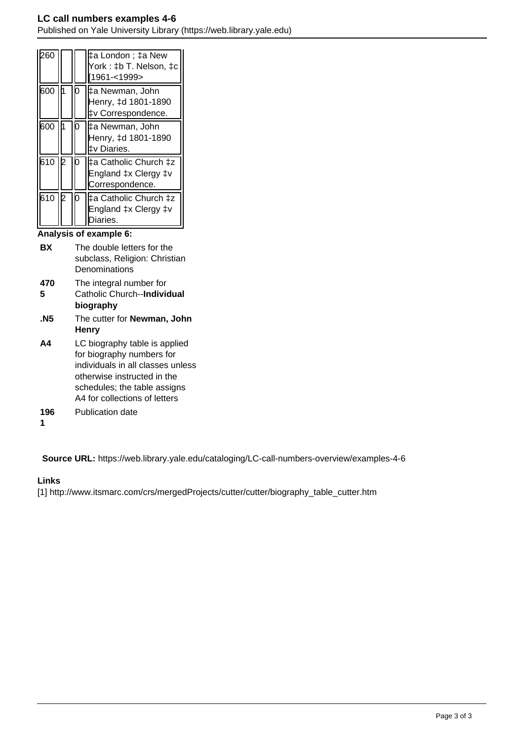| | | | |
|---|---|---|---|
| 260 | | | ‡a London ; ‡a New York : ‡b T. Nelson, ‡c [1961-<1999> |
| 600 | 1 | 0 | ‡a Newman, John Henry, ‡d 1801-1890 ‡v Correspondence. |
| 600 | 1 | 0 | ‡a Newman, John Henry, ‡d 1801-1890 ‡v Diaries. |
| 610 | 2 | 0 | ‡a Catholic Church ‡z England ‡x Clergy ‡v Correspondence. |
| 610 | 2 | 0 | ‡a Catholic Church ‡z England ‡x Clergy ‡v Diaries. |

**Analysis of example 6:**

| | |
|---|---|
| **BX** | The double letters for the subclass, Religion: Christian Denominations |
| **4705** | The integral number for Catholic Church--**Individual biography** |
| **.N5** | The cutter for **Newman, John Henry** |
| **A4** | LC biography table is applied for biography numbers for individuals in all classes unless otherwise instructed in the schedules; the table assigns A4 for collections of letters |
| **1961** | Publication date |

**Source URL:** https://web.library.yale.edu/cataloging/LC-call-numbers-overview/examples-4-6

**Links**

[1] http://www.itsmarc.com/crs/mergedProjects/cutter/cutter/biography_table_cutter.htm